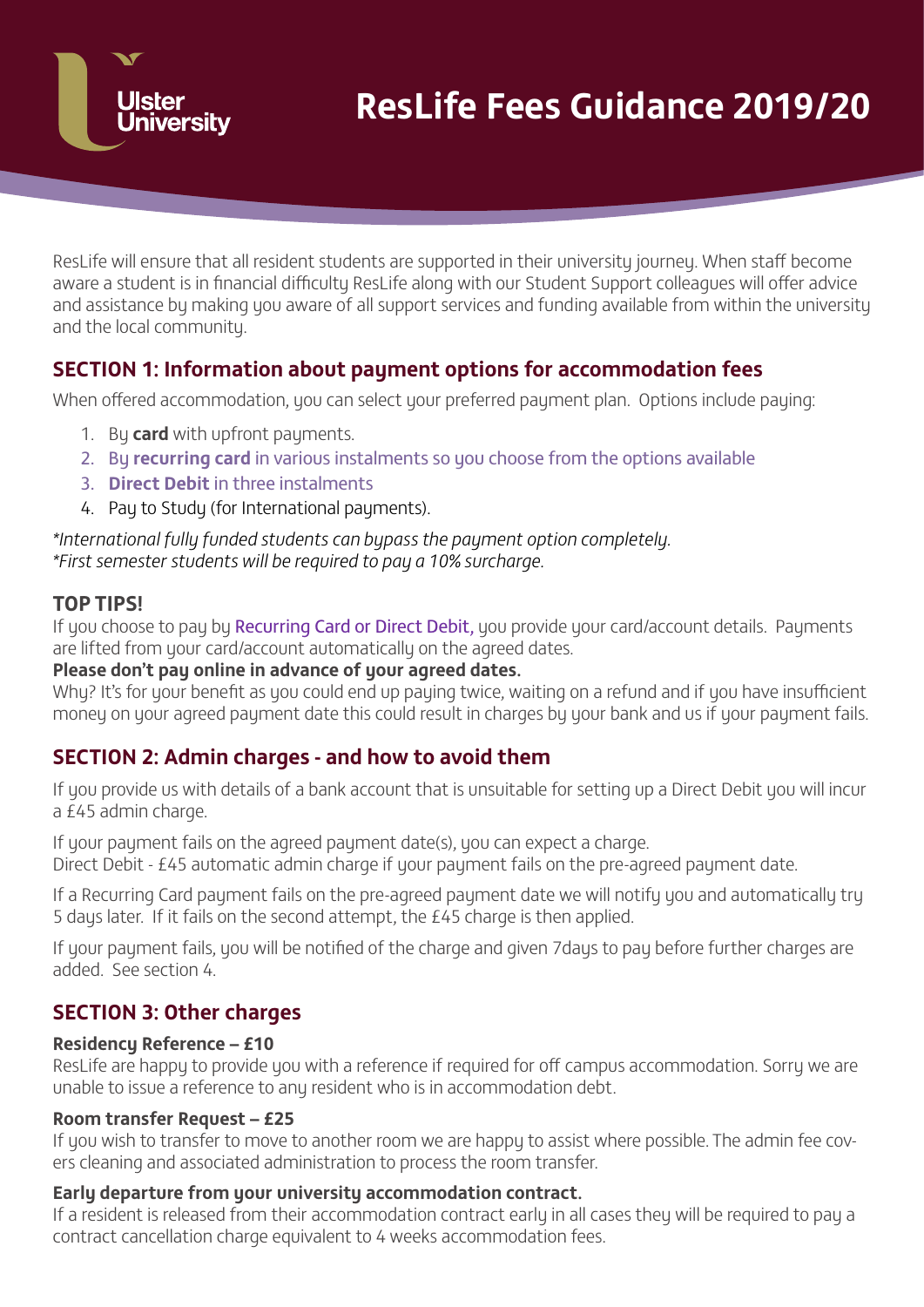# ResLife Fees Guidance 2019/20

ResLife will ensure that all resident students are supported in their university journey. When staff become aware a student is in financial difficulty ResLife along with our Student Support colleagues will offer advice and assistance by making you aware of all support services and funding available from within the university and the local community.

## SECTION 1: Information about payment options for accommodation fees

When offered accommodation, you can select your preferred payment plan. Options include paying:

1. By **card** with upfront payments.
2. By **recurring card** in various instalments so you choose from the options available
3. **Direct Debit** in three instalments
4. Pay to Study (for International payments).

*\*International fully funded students can bypass the payment option completely.*
*\*First semester students will be required to pay a 10% surcharge.*

### TOP TIPS!

If you choose to pay by Recurring Card or Direct Debit, you provide your card/account details. Payments are lifted from your card/account automatically on the agreed dates.

**Please don't pay online in advance of your agreed dates.**

Why? It's for your benefit as you could end up paying twice, waiting on a refund and if you have insufficient money on your agreed payment date this could result in charges by your bank and us if your payment fails.

## SECTION 2: Admin charges - and how to avoid them

If you provide us with details of a bank account that is unsuitable for setting up a Direct Debit you will incur a £45 admin charge.

If your payment fails on the agreed payment date(s), you can expect a charge.
Direct Debit - £45 automatic admin charge if your payment fails on the pre-agreed payment date.

If a Recurring Card payment fails on the pre-agreed payment date we will notify you and automatically try 5 days later. If it fails on the second attempt, the £45 charge is then applied.

If your payment fails, you will be notified of the charge and given 7days to pay before further charges are added. See section 4.

## SECTION 3: Other charges

**Residency Reference – £10**
ResLife are happy to provide you with a reference if required for off campus accommodation. Sorry we are unable to issue a reference to any resident who is in accommodation debt.

**Room transfer Request – £25**
If you wish to transfer to move to another room we are happy to assist where possible. The admin fee covers cleaning and associated administration to process the room transfer.

**Early departure from your university accommodation contract.**
If a resident is released from their accommodation contract early in all cases they will be required to pay a contract cancellation charge equivalent to 4 weeks accommodation fees.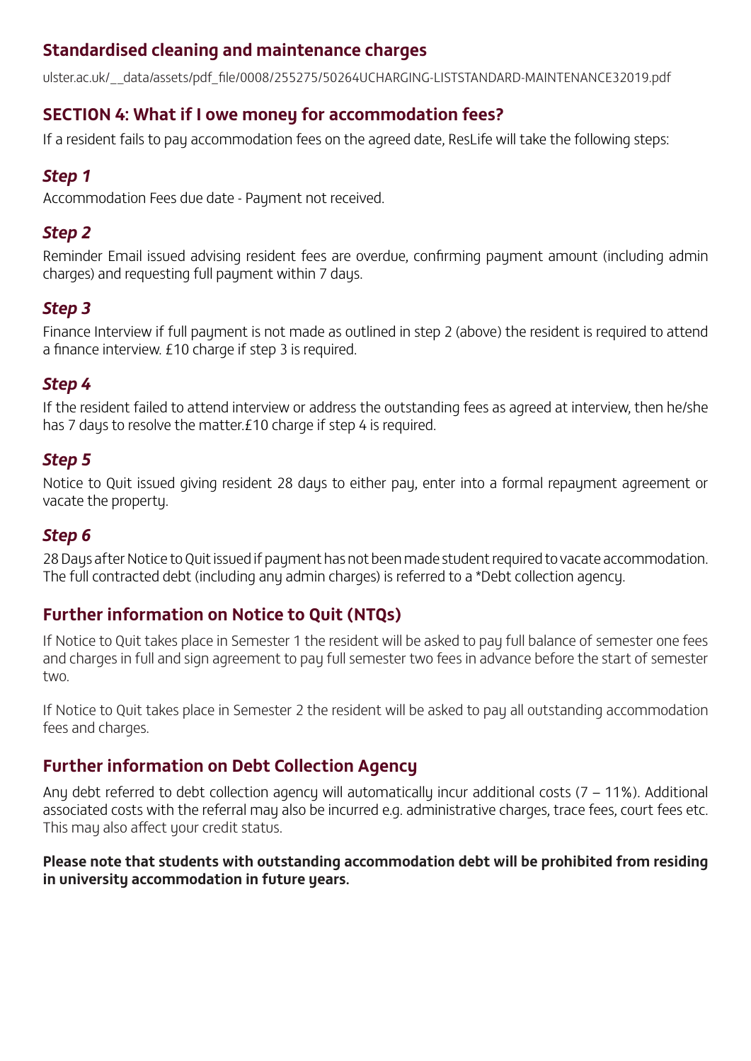## Standardised cleaning and maintenance charges

ulster.ac.uk/__data/assets/pdf_file/0008/255275/50264UCHARGING-LISTSTANDARD-MAINTENANCE32019.pdf

## SECTION 4: What if I owe money for accommodation fees?

If a resident fails to pay accommodation fees on the agreed date, ResLife will take the following steps:

### *Step 1*

Accommodation Fees due date - Payment not received.

### *Step 2*

Reminder Email issued advising resident fees are overdue, confirming payment amount (including admin charges) and requesting full payment within 7 days.

### *Step 3*

Finance Interview if full payment is not made as outlined in step 2 (above) the resident is required to attend a finance interview. £10 charge if step 3 is required.

### *Step 4*

If the resident failed to attend interview or address the outstanding fees as agreed at interview, then he/she has 7 days to resolve the matter.£10 charge if step 4 is required.

### *Step 5*

Notice to Quit issued giving resident 28 days to either pay, enter into a formal repayment agreement or vacate the property.

### *Step 6*

28 Days after Notice to Quit issued if payment has not been made student required to vacate accommodation. The full contracted debt (including any admin charges) is referred to a *Debt collection agency.

## Further information on Notice to Quit (NTQs)

If Notice to Quit takes place in Semester 1 the resident will be asked to pay full balance of semester one fees and charges in full and sign agreement to pay full semester two fees in advance before the start of semester two.

If Notice to Quit takes place in Semester 2 the resident will be asked to pay all outstanding accommodation fees and charges.

## Further information on Debt Collection Agency

Any debt referred to debt collection agency will automatically incur additional costs (7 – 11%). Additional associated costs with the referral may also be incurred e.g. administrative charges, trace fees, court fees etc. This may also affect your credit status.

**Please note that students with outstanding accommodation debt will be prohibited from residing in university accommodation in future years.**